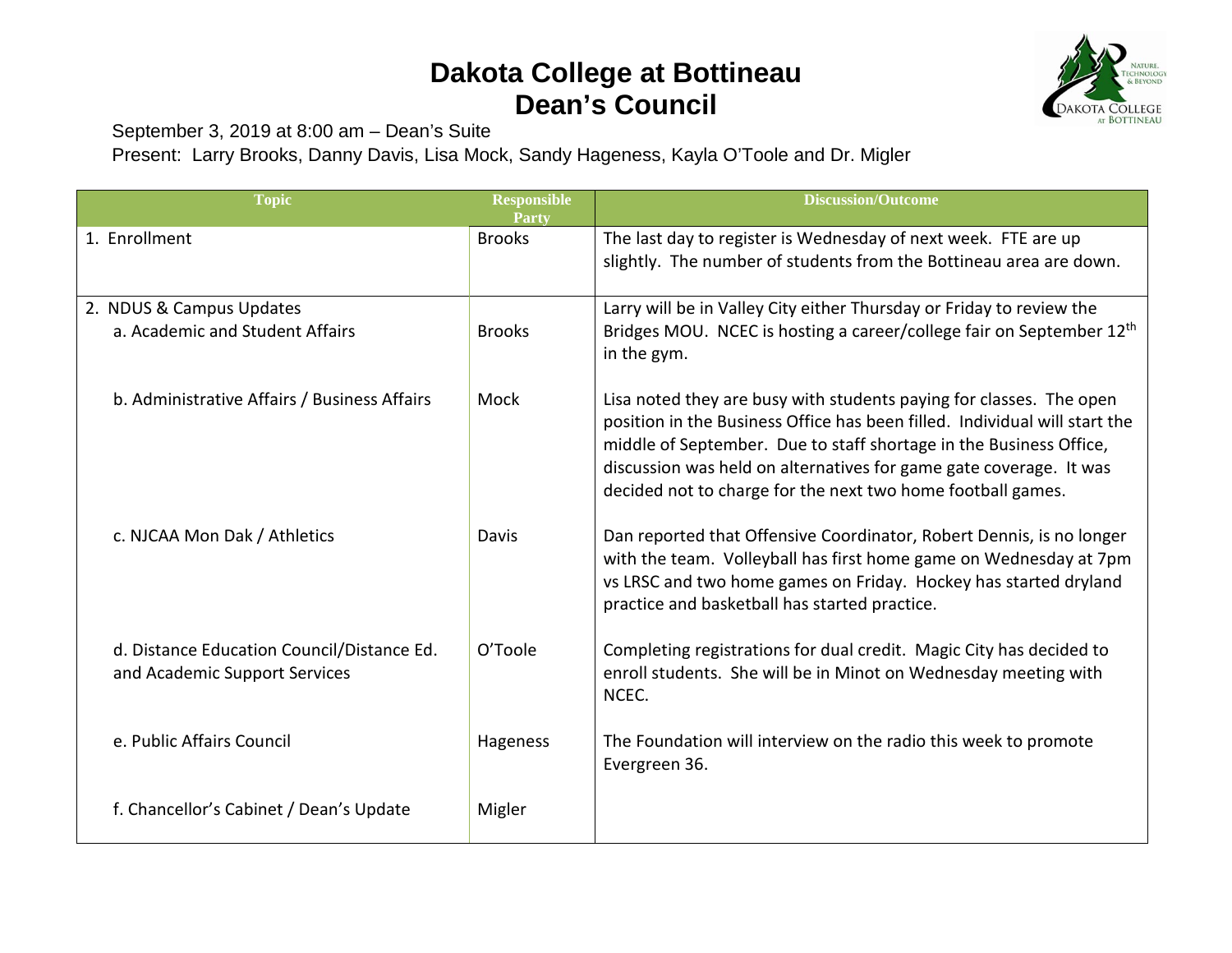# Dakota College at Bottineau
## Dean's Council

September 3, 2019 at 8:00 am – Dean's Suite

Present: Larry Brooks, Danny Davis, Lisa Mock, Sandy Hageness, Kayla O'Toole and Dr. Migler

| Topic | Responsible Party | Discussion/Outcome |
|---|---|---|
| 1. Enrollment | Brooks | The last day to register is Wednesday of next week. FTE are up slightly. The number of students from the Bottineau area are down. |
| 2. NDUS & Campus Updates<br>a. Academic and Student Affairs | Brooks | Larry will be in Valley City either Thursday or Friday to review the Bridges MOU. NCEC is hosting a career/college fair on September 12th in the gym. |
| b. Administrative Affairs / Business Affairs | Mock | Lisa noted they are busy with students paying for classes. The open position in the Business Office has been filled. Individual will start the middle of September. Due to staff shortage in the Business Office, discussion was held on alternatives for game gate coverage. It was decided not to charge for the next two home football games. |
| c. NJCAA Mon Dak / Athletics | Davis | Dan reported that Offensive Coordinator, Robert Dennis, is no longer with the team. Volleyball has first home game on Wednesday at 7pm vs LRSC and two home games on Friday. Hockey has started dryland practice and basketball has started practice. |
| d. Distance Education Council/Distance Ed. and Academic Support Services | O'Toole | Completing registrations for dual credit. Magic City has decided to enroll students. She will be in Minot on Wednesday meeting with NCEC. |
| e. Public Affairs Council | Hageness | The Foundation will interview on the radio this week to promote Evergreen 36. |
| f. Chancellor's Cabinet / Dean's Update | Migler | |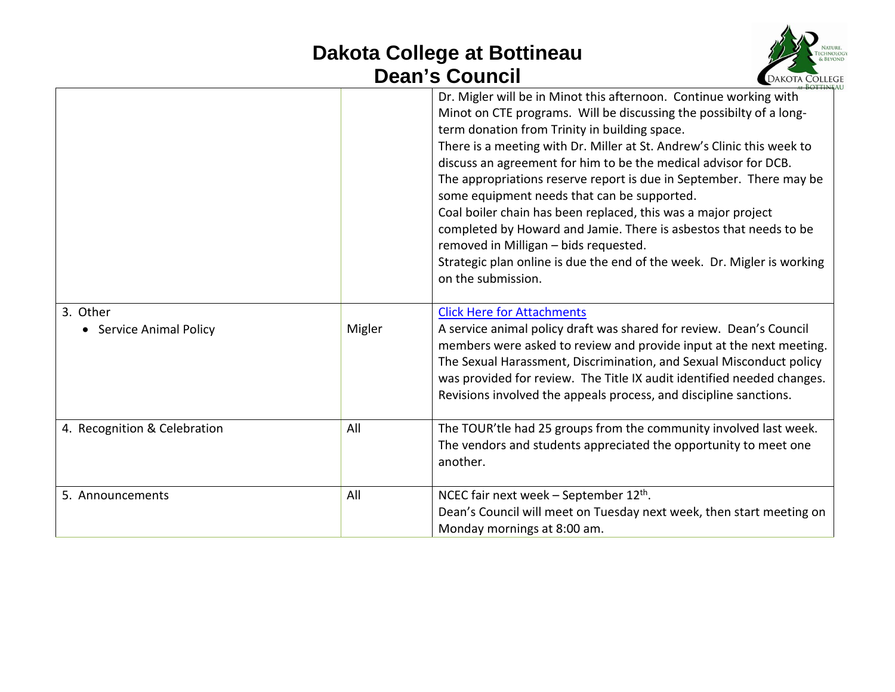# Dakota College at Bottineau
## Dean's Council

| | | |
|---|---|---|
| | | Dr. Migler will be in Minot this afternoon. Continue working with Minot on CTE programs. Will be discussing the possibilty of a long-term donation from Trinity in building space.<br>There is a meeting with Dr. Miller at St. Andrew's Clinic this week to discuss an agreement for him to be the medical advisor for DCB.<br>The appropriations reserve report is due in September. There may be some equipment needs that can be supported.<br>Coal boiler chain has been replaced, this was a major project completed by Howard and Jamie. There is asbestos that needs to be removed in Milligan – bids requested.<br>Strategic plan online is due the end of the week. Dr. Migler is working on the submission. |
| 3. Other<br>• Service Animal Policy | Migler | Click Here for Attachments<br>A service animal policy draft was shared for review. Dean's Council members were asked to review and provide input at the next meeting. The Sexual Harassment, Discrimination, and Sexual Misconduct policy was provided for review. The Title IX audit identified needed changes. Revisions involved the appeals process, and discipline sanctions. |
| 4. Recognition & Celebration | All | The TOUR'tle had 25 groups from the community involved last week. The vendors and students appreciated the opportunity to meet one another. |
| 5. Announcements | All | NCEC fair next week – September 12th.<br>Dean's Council will meet on Tuesday next week, then start meeting on Monday mornings at 8:00 am. |